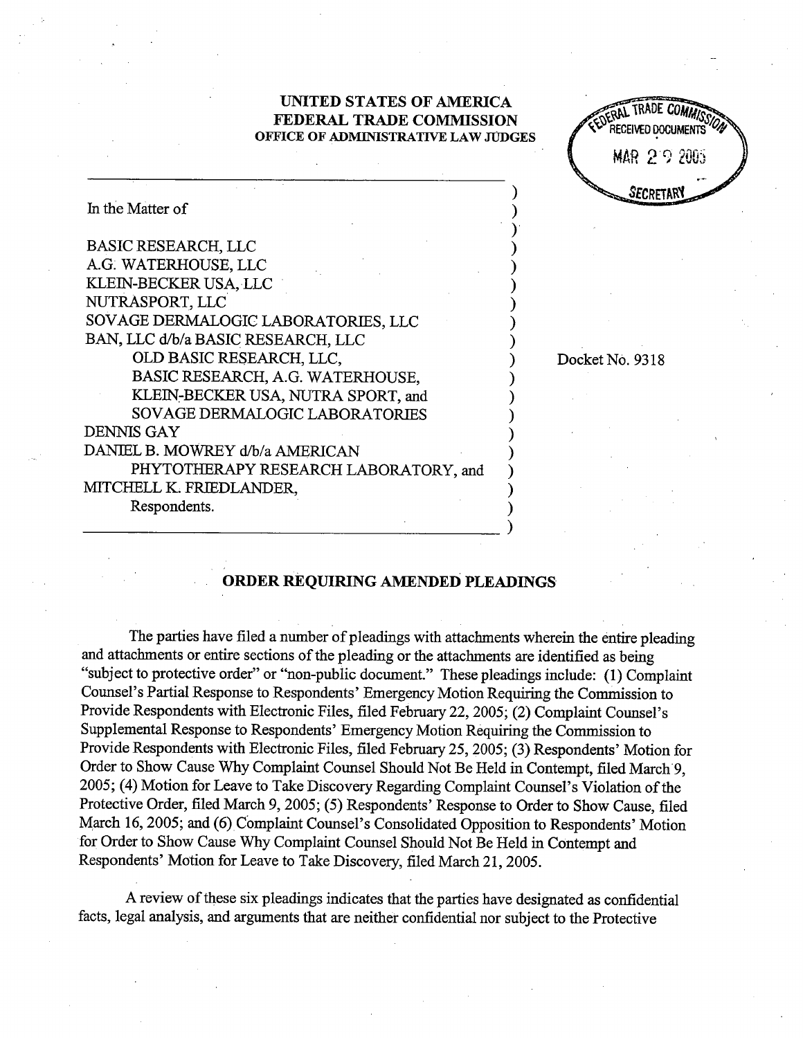**UNITED STATES OF AMERICA**
**FEDERAL TRADE COMMISSION**
**OFFICE OF ADMINISTRATIVE LAW JUDGES**

FEDERAL TRADE COMMISSION RECEIVED DOCUMENTS MAR 29 2005 SECRETARY

In the Matter of

BASIC RESEARCH, LLC
A.G. WATERHOUSE, LLC
KLEIN-BECKER USA, LLC
NUTRASPORT, LLC
SOVAGE DERMALOGIC LABORATORIES, LLC
BAN, LLC d/b/a BASIC RESEARCH, LLC
OLD BASIC RESEARCH, LLC,
BASIC RESEARCH, A.G. WATERHOUSE,
KLEIN-BECKER USA, NUTRA SPORT, and
SOVAGE DERMALOGIC LABORATORIES
DENNIS GAY
DANIEL B. MOWREY d/b/a AMERICAN
PHYTOTHERAPY RESEARCH LABORATORY, and
MITCHELL K. FRIEDLANDER,
Respondents.

Docket No. 9318

## ORDER REQUIRING AMENDED PLEADINGS

The parties have filed a number of pleadings with attachments wherein the entire pleading and attachments or entire sections of the pleading or the attachments are identified as being "subject to protective order" or "non-public document." These pleadings include: (1) Complaint Counsel's Partial Response to Respondents' Emergency Motion Requiring the Commission to Provide Respondents with Electronic Files, filed February 22, 2005; (2) Complaint Counsel's Supplemental Response to Respondents' Emergency Motion Requiring the Commission to Provide Respondents with Electronic Files, filed February 25, 2005; (3) Respondents' Motion for Order to Show Cause Why Complaint Counsel Should Not Be Held in Contempt, filed March 9, 2005; (4) Motion for Leave to Take Discovery Regarding Complaint Counsel's Violation of the Protective Order, filed March 9, 2005; (5) Respondents' Response to Order to Show Cause, filed March 16, 2005; and (6) Complaint Counsel's Consolidated Opposition to Respondents' Motion for Order to Show Cause Why Complaint Counsel Should Not Be Held in Contempt and Respondents' Motion for Leave to Take Discovery, filed March 21, 2005.

A review of these six pleadings indicates that the parties have designated as confidential facts, legal analysis, and arguments that are neither confidential nor subject to the Protective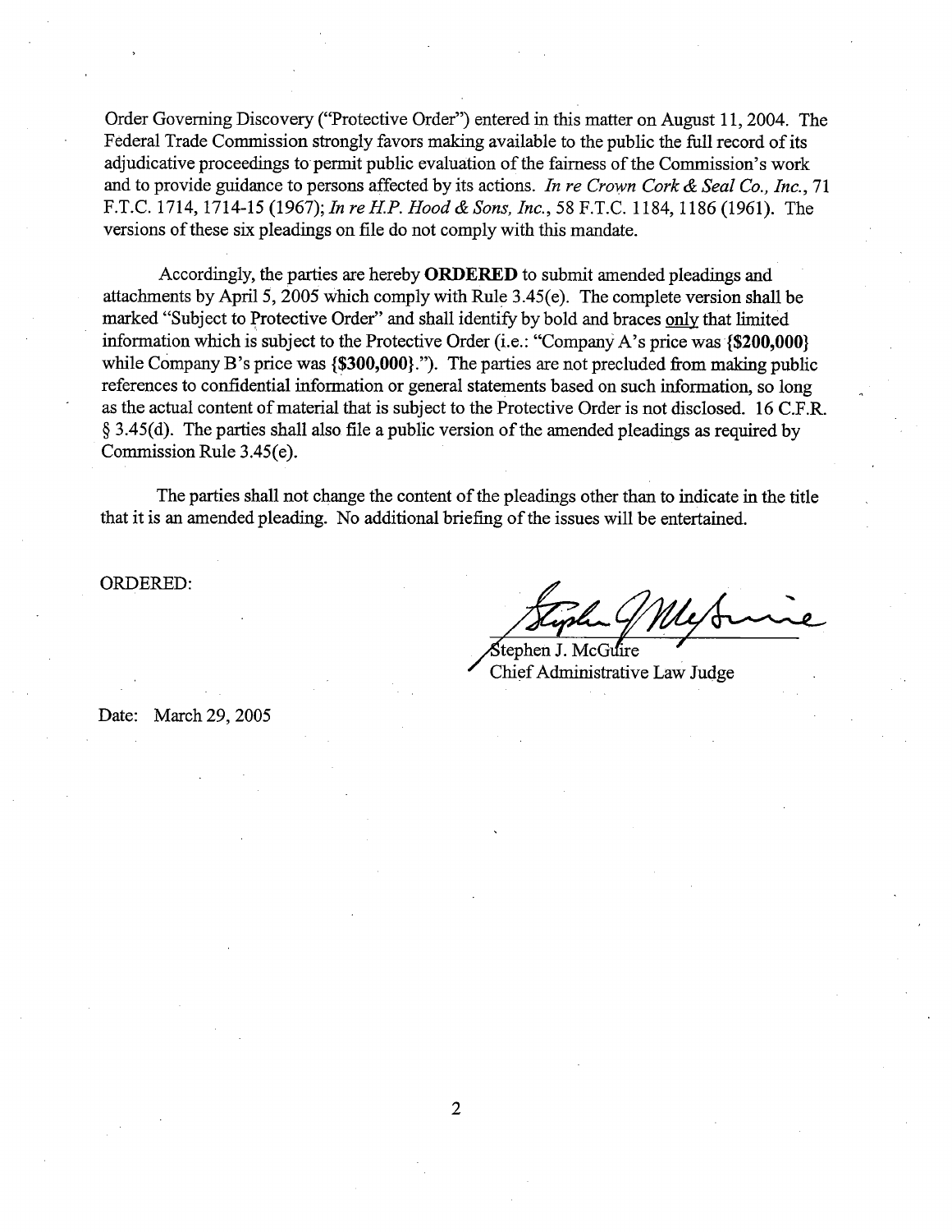Order Governing Discovery ("Protective Order") entered in this matter on August 11, 2004. The Federal Trade Commission strongly favors making available to the public the full record of its adjudicative proceedings to permit public evaluation of the fairness of the Commission's work and to provide guidance to persons affected by its actions. *In re Crown Cork & Seal Co., Inc.*, 71 F.T.C. 1714, 1714-15 (1967); *In re H.P. Hood & Sons, Inc.*, 58 F.T.C. 1184, 1186 (1961). The versions of these six pleadings on file do not comply with this mandate.

Accordingly, the parties are hereby **ORDERED** to submit amended pleadings and attachments by April 5, 2005 which comply with Rule 3.45(e). The complete version shall be marked "Subject to Protective Order" and shall identify by bold and braces <u>only</u> that limited information which is subject to the Protective Order (i.e.: "Company A's price was **{$200,000}** while Company B's price was **{$300,000}**."). The parties are not precluded from making public references to confidential information or general statements based on such information, so long as the actual content of material that is subject to the Protective Order is not disclosed. 16 C.F.R. § 3.45(d). The parties shall also file a public version of the amended pleadings as required by Commission Rule 3.45(e).

The parties shall not change the content of the pleadings other than to indicate in the title that it is an amended pleading. No additional briefing of the issues will be entertained.

ORDERED:

Stephen J. McGuire
Chief Administrative Law Judge

Date: March 29, 2005